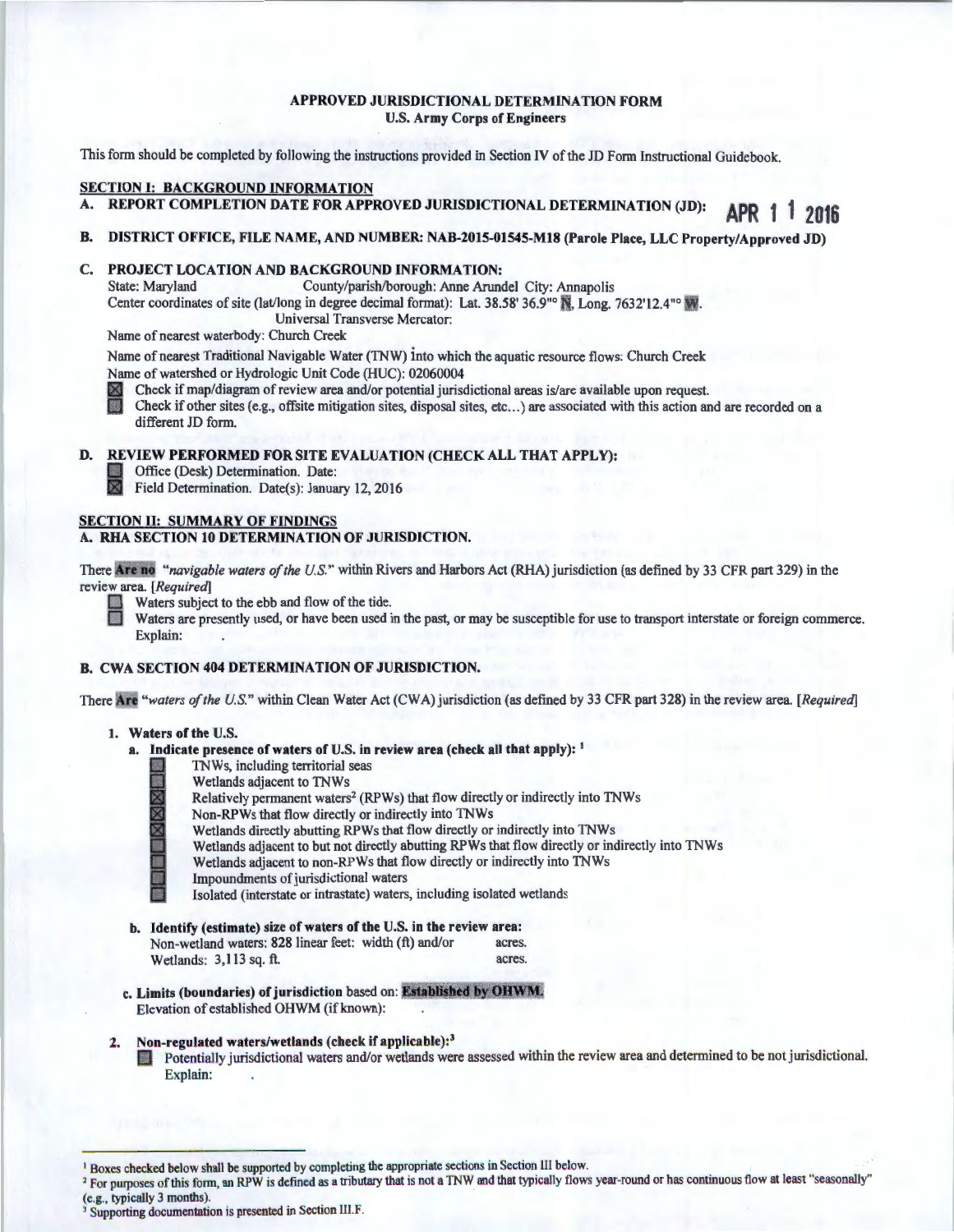**APPROVED JURISDICTIONAL DETERMINATION FORM**
**U.S. Army Corps of Engineers**

This form should be completed by following the instructions provided in Section IV of the JD Form Instructional Guidebook.

## SECTION I: BACKGROUND INFORMATION

**A. REPORT COMPLETION DATE FOR APPROVED JURISDICTIONAL DETERMINATION (JD):** APR 11 2016

**B. DISTRICT OFFICE, FILE NAME, AND NUMBER: NAB-2015-01545-M18 (Parole Place, LLC Property/Approved JD)**

**C. PROJECT LOCATION AND BACKGROUND INFORMATION:**

State: Maryland County/parish/borough: Anne Arundel City: Annapolis

Center coordinates of site (lat/long in degree decimal format): Lat. 38.58' 36.9"° N, Long. 7632'12.4"° W.

Universal Transverse Mercator:

Name of nearest waterbody: Church Creek

Name of nearest Traditional Navigable Water (TNW) into which the aquatic resource flows: Church Creek

Name of watershed or Hydrologic Unit Code (HUC): 02060004

- [x] Check if map/diagram of review area and/or potential jurisdictional areas is/are available upon request.
- [ ] Check if other sites (e.g., offsite mitigation sites, disposal sites, etc...) are associated with this action and are recorded on a different JD form.

**D. REVIEW PERFORMED FOR SITE EVALUATION (CHECK ALL THAT APPLY):**

- [ ] Office (Desk) Determination. Date:
- [x] Field Determination. Date(s): January 12, 2016

## SECTION II: SUMMARY OF FINDINGS

**A. RHA SECTION 10 DETERMINATION OF JURISDICTION.**

There **Are no** *"navigable waters of the U.S."* within Rivers and Harbors Act (RHA) jurisdiction (as defined by 33 CFR part 329) in the review area. *[Required]*

- [ ] Waters subject to the ebb and flow of the tide.
- [ ] Waters are presently used, or have been used in the past, or may be susceptible for use to transport interstate or foreign commerce. Explain: .

**B. CWA SECTION 404 DETERMINATION OF JURISDICTION.**

There **Are** *"waters of the U.S."* within Clean Water Act (CWA) jurisdiction (as defined by 33 CFR part 328) in the review area. *[Required]*

**1. Waters of the U.S.**

**a. Indicate presence of waters of U.S. in review area (check all that apply):** [1]

- [ ] TNWs, including territorial seas
- [ ] Wetlands adjacent to TNWs
- [x] Relatively permanent waters[2] (RPWs) that flow directly or indirectly into TNWs
- [x] Non-RPWs that flow directly or indirectly into TNWs
- [x] Wetlands directly abutting RPWs that flow directly or indirectly into TNWs
- [ ] Wetlands adjacent to but not directly abutting RPWs that flow directly or indirectly into TNWs
- [ ] Wetlands adjacent to non-RPWs that flow directly or indirectly into TNWs
- [ ] Impoundments of jurisdictional waters
- [ ] Isolated (interstate or intrastate) waters, including isolated wetlands

**b. Identify (estimate) size of waters of the U.S. in the review area:**

Non-wetland waters: 828 linear feet: width (ft) and/or acres.
Wetlands: 3,113 sq. ft. acres.

**c. Limits (boundaries) of jurisdiction** based on: **Established by OHWM.**
Elevation of established OHWM (if known): .

**2. Non-regulated waters/wetlands (check if applicable):**[3]

- [ ] Potentially jurisdictional waters and/or wetlands were assessed within the review area and determined to be not jurisdictional. Explain: .

---

[1] Boxes checked below shall be supported by completing the appropriate sections in Section III below.

[2] For purposes of this form, an RPW is defined as a tributary that is not a TNW and that typically flows year-round or has continuous flow at least "seasonally" (e.g., typically 3 months).

[3] Supporting documentation is presented in Section III.F.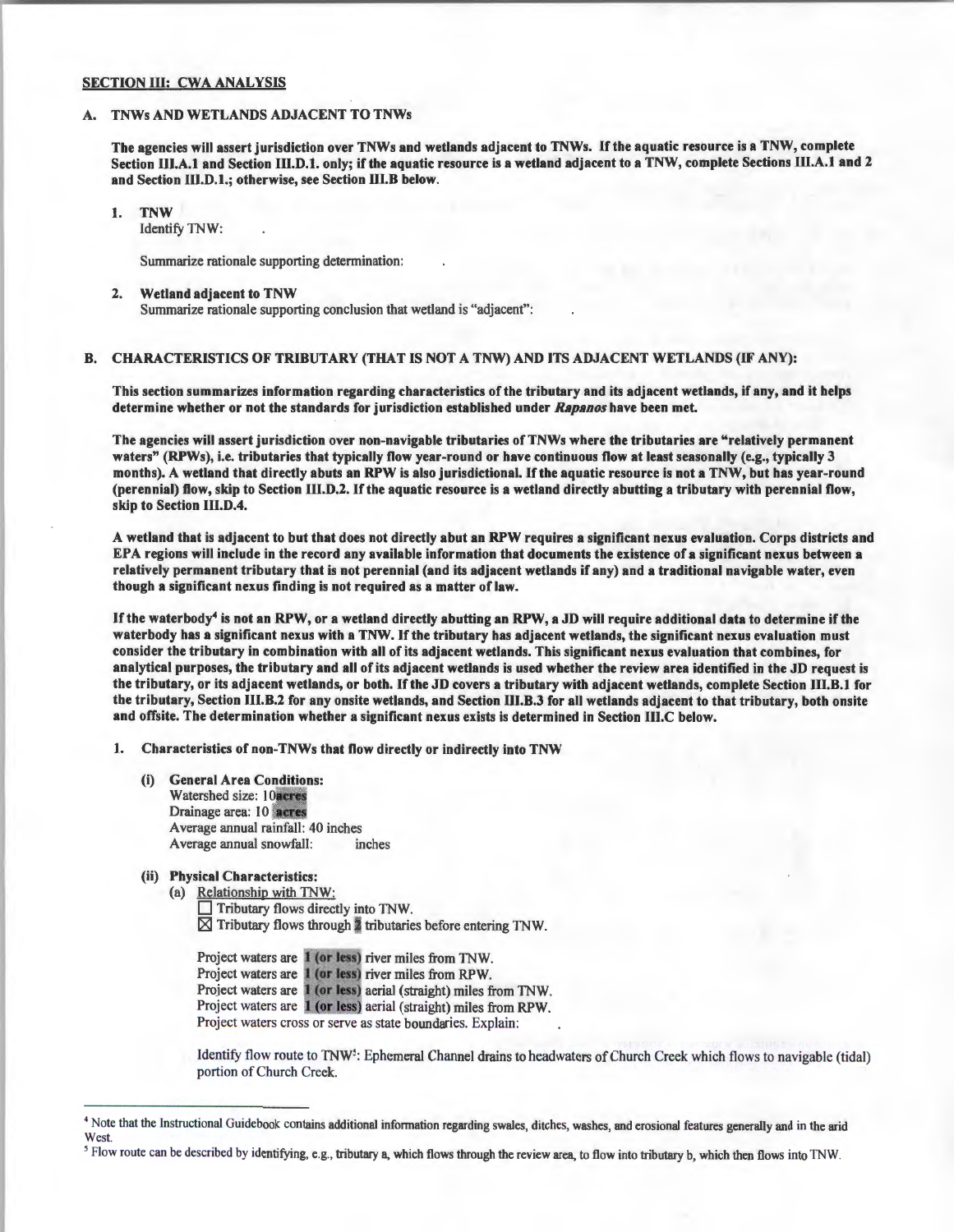**SECTION III: CWA ANALYSIS**

**A. TNWs AND WETLANDS ADJACENT TO TNWs**

**The agencies will assert jurisdiction over TNWs and wetlands adjacent to TNWs. If the aquatic resource is a TNW, complete Section III.A.1 and Section III.D.1. only; if the aquatic resource is a wetland adjacent to a TNW, complete Sections III.A.1 and 2 and Section III.D.1.; otherwise, see Section III.B below.**

1. **TNW**
   Identify TNW: .

   Summarize rationale supporting determination: .

2. **Wetland adjacent to TNW**
   Summarize rationale supporting conclusion that wetland is "adjacent": .

**B. CHARACTERISTICS OF TRIBUTARY (THAT IS NOT A TNW) AND ITS ADJACENT WETLANDS (IF ANY):**

**This section summarizes information regarding characteristics of the tributary and its adjacent wetlands, if any, and it helps determine whether or not the standards for jurisdiction established under *Rapanos* have been met.**

**The agencies will assert jurisdiction over non-navigable tributaries of TNWs where the tributaries are "relatively permanent waters" (RPWs), i.e. tributaries that typically flow year-round or have continuous flow at least seasonally (e.g., typically 3 months). A wetland that directly abuts an RPW is also jurisdictional. If the aquatic resource is not a TNW, but has year-round (perennial) flow, skip to Section III.D.2. If the aquatic resource is a wetland directly abutting a tributary with perennial flow, skip to Section III.D.4.**

**A wetland that is adjacent to but that does not directly abut an RPW requires a significant nexus evaluation. Corps districts and EPA regions will include in the record any available information that documents the existence of a significant nexus between a relatively permanent tributary that is not perennial (and its adjacent wetlands if any) and a traditional navigable water, even though a significant nexus finding is not required as a matter of law.**

**If the waterbody[4] is not an RPW, or a wetland directly abutting an RPW, a JD will require additional data to determine if the waterbody has a significant nexus with a TNW. If the tributary has adjacent wetlands, the significant nexus evaluation must consider the tributary in combination with all of its adjacent wetlands. This significant nexus evaluation that combines, for analytical purposes, the tributary and all of its adjacent wetlands is used whether the review area identified in the JD request is the tributary, or its adjacent wetlands, or both. If the JD covers a tributary with adjacent wetlands, complete Section III.B.1 for the tributary, Section III.B.2 for any onsite wetlands, and Section III.B.3 for all wetlands adjacent to that tributary, both onsite and offsite. The determination whether a significant nexus exists is determined in Section III.C below.**

1. **Characteristics of non-TNWs that flow directly or indirectly into TNW**

   (i) **General Area Conditions:**
   Watershed size: 10 acres
   Drainage area: 10 acres
   Average annual rainfall: 40 inches
   Average annual snowfall: inches

   (ii) **Physical Characteristics:**
   (a) Relationship with TNW:
   ☐ Tributary flows directly into TNW.
   ☒ Tributary flows through 2 tributaries before entering TNW.

   Project waters are 1 (or less) river miles from TNW.
   Project waters are 1 (or less) river miles from RPW.
   Project waters are 1 (or less) aerial (straight) miles from TNW.
   Project waters are 1 (or less) aerial (straight) miles from RPW.
   Project waters cross or serve as state boundaries. Explain: .

   Identify flow route to TNW[5]: Ephemeral Channel drains to headwaters of Church Creek which flows to navigable (tidal) portion of Church Creek.

---

[4] Note that the Instructional Guidebook contains additional information regarding swales, ditches, washes, and erosional features generally and in the arid West.

[5] Flow route can be described by identifying, e.g., tributary a, which flows through the review area, to flow into tributary b, which then flows into TNW.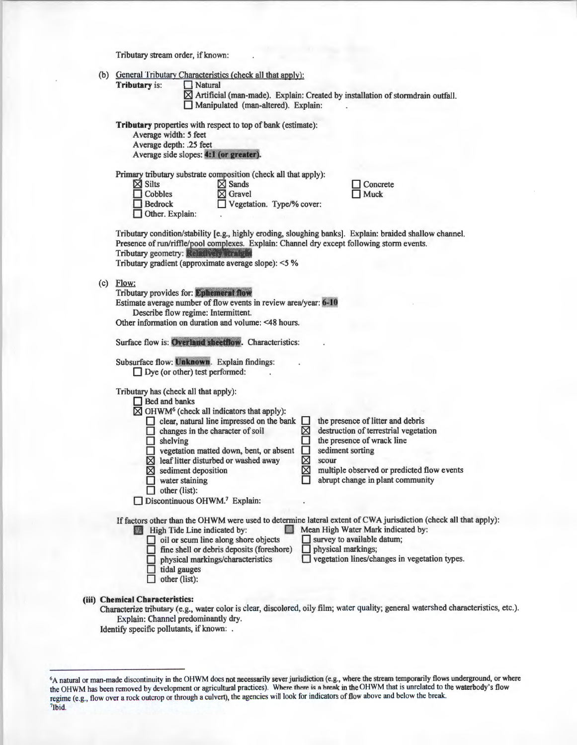Tributary stream order, if known: .

(b) General Tributary Characteristics (check all that apply):

**Tributary** is: ☐ Natural
☒ Artificial (man-made). Explain: Created by installation of stormdrain outfall.
☐ Manipulated (man-altered). Explain: .

**Tributary** properties with respect to top of bank (estimate):
Average width: 5 feet
Average depth: .25 feet
Average side slopes: **4:1 (or greater).**

Primary tributary substrate composition (check all that apply):

☒ Silts ☒ Sands ☐ Concrete
☐ Cobbles ☒ Gravel ☐ Muck
☐ Bedrock ☐ Vegetation. Type/% cover:
☐ Other. Explain: .

Tributary condition/stability [e.g., highly eroding, sloughing banks]. Explain: braided shallow channel.
Presence of run/riffle/pool complexes. Explain: Channel dry except following storm events.
Tributary geometry: **Relatively straight**
Tributary gradient (approximate average slope): <5 %

(c) Flow:

Tributary provides for: **Ephemeral flow**
Estimate average number of flow events in review area/year: **6-10**
Describe flow regime: Intermittent.
Other information on duration and volume: <48 hours.

Surface flow is: **Overland sheetflow**. Characteristics: .

Subsurface flow: **Unknown**. Explain findings: .
☐ Dye (or other) test performed: .

Tributary has (check all that apply):
☐ Bed and banks
☒ OHWM[6] (check all indicators that apply):
☐ clear, natural line impressed on the bank
☐ changes in the character of soil
☐ shelving
☐ vegetation matted down, bent, or absent
☒ leaf litter disturbed or washed away
☒ sediment deposition
☐ water staining
☐ other (list):
☐ the presence of litter and debris
☒ destruction of terrestrial vegetation
☐ the presence of wrack line
☐ sediment sorting
☒ scour
☒ multiple observed or predicted flow events
☐ abrupt change in plant community
☐ Discontinuous OHWM.[7] Explain: .

If factors other than the OHWM were used to determine lateral extent of CWA jurisdiction (check all that apply):
☐ High Tide Line indicated by:
☐ oil or scum line along shore objects
☐ fine shell or debris deposits (foreshore)
☐ physical markings/characteristics
☐ tidal gauges
☐ other (list):
☐ Mean High Water Mark indicated by:
☐ survey to available datum;
☐ physical markings;
☐ vegetation lines/changes in vegetation types.

**(iii) Chemical Characteristics:**

Characterize tributary (e.g., water color is clear, discolored, oily film; water quality; general watershed characteristics, etc.).
Explain: Channel predominantly dry.
Identify specific pollutants, if known: .

---

[6]A natural or man-made discontinuity in the OHWM does not necessarily sever jurisdiction (e.g., where the stream temporarily flows underground, or where the OHWM has been removed by development or agricultural practices). Where there is a break in the OHWM that is unrelated to the waterbody's flow regime (e.g., flow over a rock outcrop or through a culvert), the agencies will look for indicators of flow above and below the break.
[7]Ibid.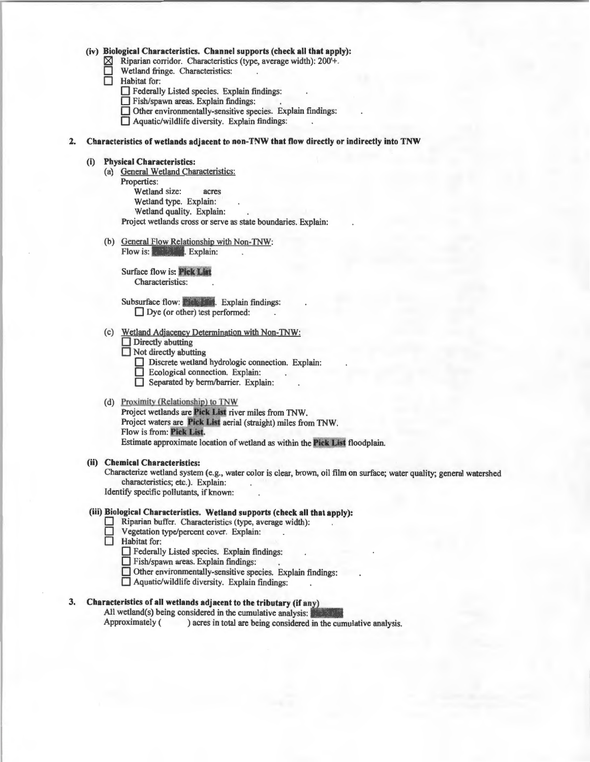**(iv) Biological Characteristics. Channel supports (check all that apply):**

- ☒ Riparian corridor. Characteristics (type, average width): 200'+.
- ☐ Wetland fringe. Characteristics: .
- ☐ Habitat for:
  - ☐ Federally Listed species. Explain findings: .
  - ☐ Fish/spawn areas. Explain findings: .
  - ☐ Other environmentally-sensitive species. Explain findings: .
  - ☐ Aquatic/wildlife diversity. Explain findings: .

**2. Characteristics of wetlands adjacent to non-TNW that flow directly or indirectly into TNW**

**(i) Physical Characteristics:**

(a) General Wetland Characteristics:

Properties:

Wetland size: acres

Wetland type. Explain: .

Wetland quality. Explain: .

Project wetlands cross or serve as state boundaries. Explain: .

(b) General Flow Relationship with Non-TNW:

Flow is: **Pick List**. Explain: .

Surface flow is: **Pick List**

Characteristics: .

Subsurface flow: **Pick List**. Explain findings: .

☐ Dye (or other) test performed: .

(c) Wetland Adjacency Determination with Non-TNW:

- ☐ Directly abutting
- ☐ Not directly abutting
  - ☐ Discrete wetland hydrologic connection. Explain: .
  - ☐ Ecological connection. Explain: .
  - ☐ Separated by berm/barrier. Explain: .

(d) Proximity (Relationship) to TNW

Project wetlands are **Pick List** river miles from TNW.

Project waters are **Pick List** aerial (straight) miles from TNW.

Flow is from: **Pick List**.

Estimate approximate location of wetland as within the **Pick List** floodplain.

**(ii) Chemical Characteristics:**

Characterize wetland system (e.g., water color is clear, brown, oil film on surface; water quality; general watershed characteristics; etc.). Explain: .

Identify specific pollutants, if known: .

**(iii) Biological Characteristics. Wetland supports (check all that apply):**

- ☐ Riparian buffer. Characteristics (type, average width): .
- ☐ Vegetation type/percent cover. Explain: .
- ☐ Habitat for:
  - ☐ Federally Listed species. Explain findings: .
  - ☐ Fish/spawn areas. Explain findings: .
  - ☐ Other environmentally-sensitive species. Explain findings: .
  - ☐ Aquatic/wildlife diversity. Explain findings: .

**3. Characteristics of all wetlands adjacent to the tributary (if any)**

All wetland(s) being considered in the cumulative analysis: **Pick List**

Approximately ( ) acres in total are being considered in the cumulative analysis.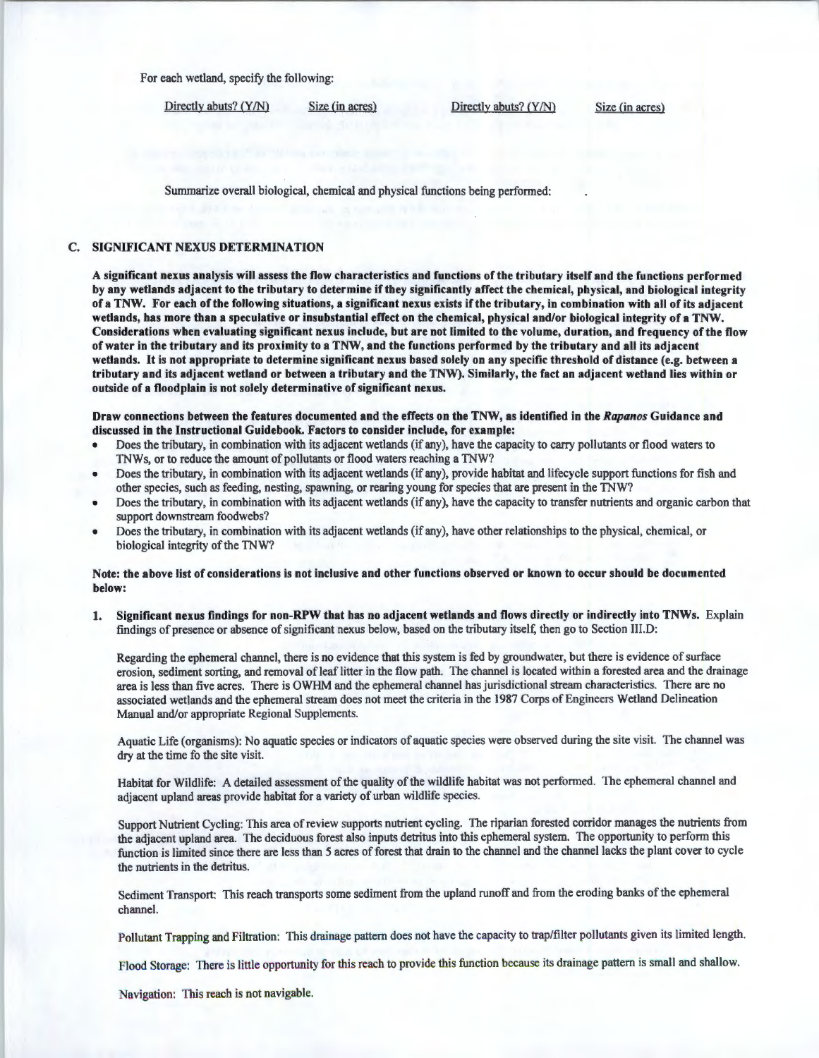For each wetland, specify the following:

| Directly abuts? (Y/N) | Size (in acres) | Directly abuts? (Y/N) | Size (in acres) |
|---|---|---|---|

Summarize overall biological, chemical and physical functions being performed:

## C. SIGNIFICANT NEXUS DETERMINATION

**A significant nexus analysis will assess the flow characteristics and functions of the tributary itself and the functions performed by any wetlands adjacent to the tributary to determine if they significantly affect the chemical, physical, and biological integrity of a TNW. For each of the following situations, a significant nexus exists if the tributary, in combination with all of its adjacent wetlands, has more than a speculative or insubstantial effect on the chemical, physical and/or biological integrity of a TNW. Considerations when evaluating significant nexus include, but are not limited to the volume, duration, and frequency of the flow of water in the tributary and its proximity to a TNW, and the functions performed by the tributary and all its adjacent wetlands. It is not appropriate to determine significant nexus based solely on any specific threshold of distance (e.g. between a tributary and its adjacent wetland or between a tributary and the TNW). Similarly, the fact an adjacent wetland lies within or outside of a floodplain is not solely determinative of significant nexus.**

**Draw connections between the features documented and the effects on the TNW, as identified in the *Rapanos* Guidance and discussed in the Instructional Guidebook. Factors to consider include, for example:**

- Does the tributary, in combination with its adjacent wetlands (if any), have the capacity to carry pollutants or flood waters to TNWs, or to reduce the amount of pollutants or flood waters reaching a TNW?
- Does the tributary, in combination with its adjacent wetlands (if any), provide habitat and lifecycle support functions for fish and other species, such as feeding, nesting, spawning, or rearing young for species that are present in the TNW?
- Does the tributary, in combination with its adjacent wetlands (if any), have the capacity to transfer nutrients and organic carbon that support downstream foodwebs?
- Does the tributary, in combination with its adjacent wetlands (if any), have other relationships to the physical, chemical, or biological integrity of the TNW?

**Note: the above list of considerations is not inclusive and other functions observed or known to occur should be documented below:**

1. **Significant nexus findings for non-RPW that has no adjacent wetlands and flows directly or indirectly into TNWs.** Explain findings of presence or absence of significant nexus below, based on the tributary itself, then go to Section III.D:

Regarding the ephemeral channel, there is no evidence that this system is fed by groundwater, but there is evidence of surface erosion, sediment sorting, and removal of leaf litter in the flow path. The channel is located within a forested area and the drainage area is less than five acres. There is OWHM and the ephemeral channel has jurisdictional stream characteristics. There are no associated wetlands and the ephemeral stream does not meet the criteria in the 1987 Corps of Engineers Wetland Delineation Manual and/or appropriate Regional Supplements.

Aquatic Life (organisms): No aquatic species or indicators of aquatic species were observed during the site visit. The channel was dry at the time fo the site visit.

Habitat for Wildlife: A detailed assessment of the quality of the wildlife habitat was not performed. The ephemeral channel and adjacent upland areas provide habitat for a variety of urban wildlife species.

Support Nutrient Cycling: This area of review supports nutrient cycling. The riparian forested corridor manages the nutrients from the adjacent upland area. The deciduous forest also inputs detritus into this ephemeral system. The opportunity to perform this function is limited since there are less than 5 acres of forest that drain to the channel and the channel lacks the plant cover to cycle the nutrients in the detritus.

Sediment Transport: This reach transports some sediment from the upland runoff and from the eroding banks of the ephemeral channel.

Pollutant Trapping and Filtration: This drainage pattern does not have the capacity to trap/filter pollutants given its limited length.

Flood Storage: There is little opportunity for this reach to provide this function because its drainage pattern is small and shallow.

Navigation: This reach is not navigable.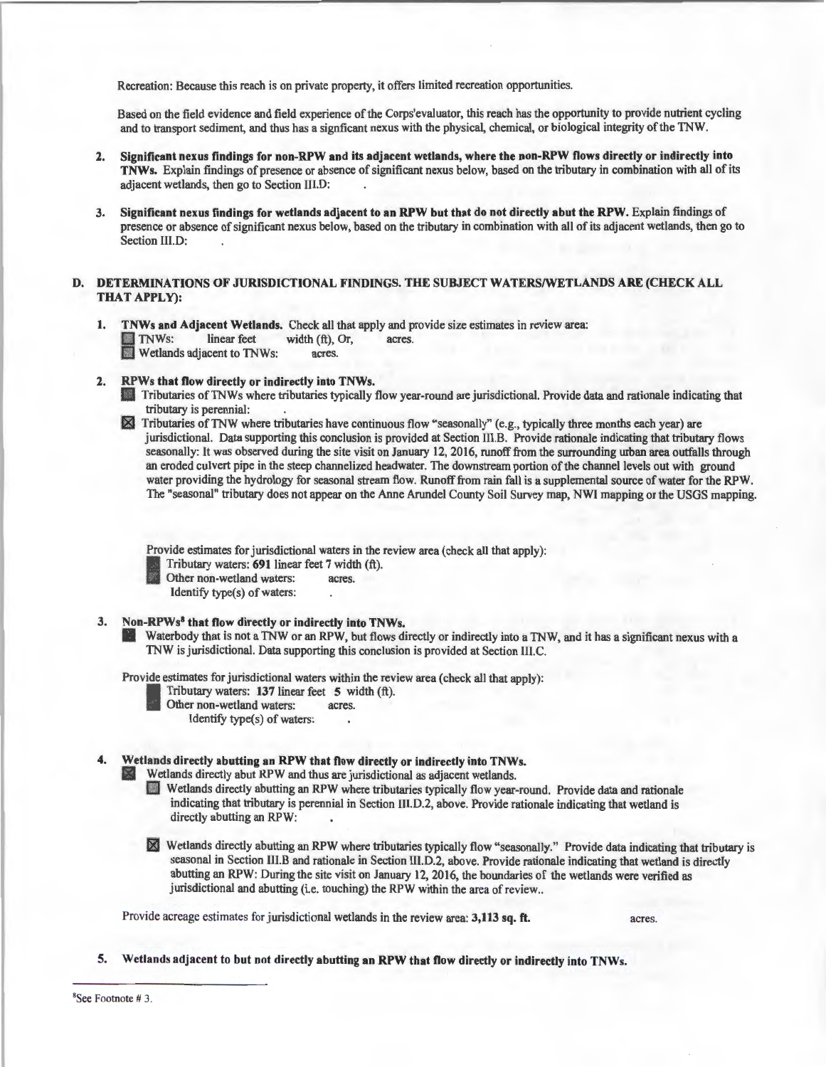Recreation: Because this reach is on private property, it offers limited recreation opportunities.

Based on the field evidence and field experience of the Corps'evaluator, this reach has the opportunity to provide nutrient cycling and to transport sediment, and thus has a signficant nexus with the physical, chemical, or biological integrity of the TNW.

2. **Significant nexus findings for non-RPW and its adjacent wetlands, where the non-RPW flows directly or indirectly into TNWs.** Explain findings of presence or absence of significant nexus below, based on the tributary in combination with all of its adjacent wetlands, then go to Section III.D: .

3. **Significant nexus findings for wetlands adjacent to an RPW but that do not directly abut the RPW.** Explain findings of presence or absence of significant nexus below, based on the tributary in combination with all of its adjacent wetlands, then go to Section III.D: .

**D. DETERMINATIONS OF JURISDICTIONAL FINDINGS. THE SUBJECT WATERS/WETLANDS ARE (CHECK ALL THAT APPLY):**

1. **TNWs and Adjacent Wetlands.** Check all that apply and provide size estimates in review area:
   - ☐ TNWs: linear feet width (ft), Or, acres.
   - ☐ Wetlands adjacent to TNWs: acres.

2. **RPWs that flow directly or indirectly into TNWs.**
   - ☐ Tributaries of TNWs where tributaries typically flow year-round are jurisdictional. Provide data and rationale indicating that tributary is perennial: .
   - ☒ Tributaries of TNW where tributaries have continuous flow "seasonally" (e.g., typically three months each year) are jurisdictional. Data supporting this conclusion is provided at Section III.B. Provide rationale indicating that tributary flows seasonally: It was observed during the site visit on January 12, 2016, runoff from the surrounding urban area outfalls through an eroded culvert pipe in the steep channelized headwater. The downstream portion of the channel levels out with ground water providing the hydrology for seasonal stream flow. Runoff from rain fall is a supplemental source of water for the RPW. The "seasonal" tributary does not appear on the Anne Arundel County Soil Survey map, NWI mapping or the USGS mapping.

   Provide estimates for jurisdictional waters in the review area (check all that apply):
   - ☐ Tributary waters: **691** linear feet 7 width (ft).
   - ☐ Other non-wetland waters: acres.
     Identify type(s) of waters: .

3. **Non-RPWs[8] that flow directly or indirectly into TNWs.**
   - ☐ Waterbody that is not a TNW or an RPW, but flows directly or indirectly into a TNW, and it has a significant nexus with a TNW is jurisdictional. Data supporting this conclusion is provided at Section III.C.

   Provide estimates for jurisdictional waters within the review area (check all that apply):
   - ☐ Tributary waters: **137** linear feet **5** width (ft).
   - ☐ Other non-wetland waters: acres.
     Identify type(s) of waters: .

4. **Wetlands directly abutting an RPW that flow directly or indirectly into TNWs.**
   - ☒ Wetlands directly abut RPW and thus are jurisdictional as adjacent wetlands.
     - ☐ Wetlands directly abutting an RPW where tributaries typically flow year-round. Provide data and rationale indicating that tributary is perennial in Section III.D.2, above. Provide rationale indicating that wetland is directly abutting an RPW: .
     - ☒ Wetlands directly abutting an RPW where tributaries typically flow "seasonally." Provide data indicating that tributary is seasonal in Section III.B and rationale in Section III.D.2, above. Provide rationale indicating that wetland is directly abutting an RPW: During the site visit on January 12, 2016, the boundaries of the wetlands were verified as jurisdictional and abutting (i.e. touching) the RPW within the area of review..

   Provide acreage estimates for jurisdictional wetlands in the review area: **3,113 sq. ft.** acres.

5. **Wetlands adjacent to but not directly abutting an RPW that flow directly or indirectly into TNWs.**

---

[8]See Footnote # 3.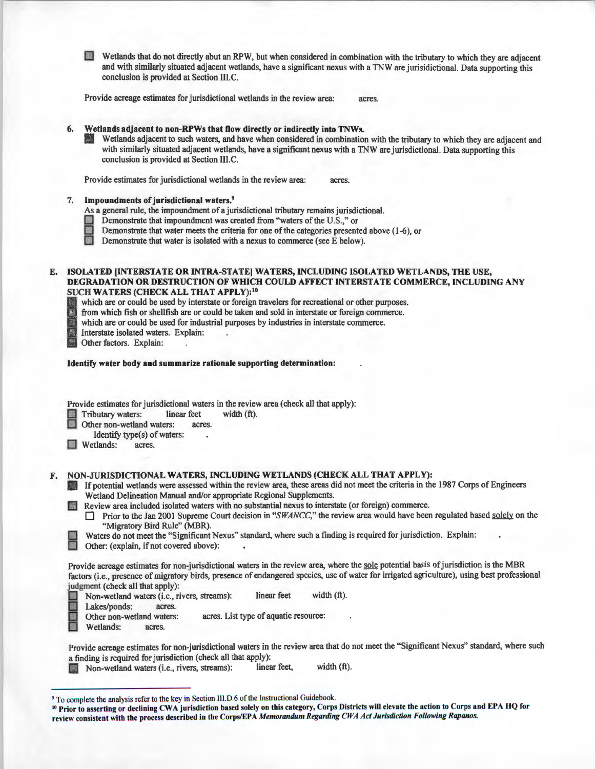☐ Wetlands that do not directly abut an RPW, but when considered in combination with the tributary to which they are adjacent and with similarly situated adjacent wetlands, have a significant nexus with a TNW are jurisidictional. Data supporting this conclusion is provided at Section III.C.

Provide acreage estimates for jurisdictional wetlands in the review area: acres.

**6. Wetlands adjacent to non-RPWs that flow directly or indirectly into TNWs.**

☐ Wetlands adjacent to such waters, and have when considered in combination with the tributary to which they are adjacent and with similarly situated adjacent wetlands, have a significant nexus with a TNW are jurisidictional. Data supporting this conclusion is provided at Section III.C.

Provide estimates for jurisdictional wetlands in the review area: acres.

**7. Impoundments of jurisdictional waters.**[9]

As a general rule, the impoundment of a jurisdictional tributary remains jurisdictional.

☐ Demonstrate that impoundment was created from "waters of the U.S.," or
☐ Demonstrate that water meets the criteria for one of the categories presented above (1-6), or
☐ Demonstrate that water is isolated with a nexus to commerce (see E below).

**E. ISOLATED [INTERSTATE OR INTRA-STATE] WATERS, INCLUDING ISOLATED WETLANDS, THE USE, DEGRADATION OR DESTRUCTION OF WHICH COULD AFFECT INTERSTATE COMMERCE, INCLUDING ANY SUCH WATERS (CHECK ALL THAT APPLY):**[10]

☐ which are or could be used by interstate or foreign travelers for recreational or other purposes.
☐ from which fish or shellfish are or could be taken and sold in interstate or foreign commerce.
☐ which are or could be used for industrial purposes by industries in interstate commerce.
☐ Interstate isolated waters. Explain: .
☐ Other factors. Explain: .

**Identify water body and summarize rationale supporting determination:** .

Provide estimates for jurisdictional waters in the review area (check all that apply):

☐ Tributary waters: linear feet width (ft).
☐ Other non-wetland waters: acres.
Identify type(s) of waters: .
☐ Wetlands: acres.

**F. NON-JURISDICTIONAL WATERS, INCLUDING WETLANDS (CHECK ALL THAT APPLY):**

☐ If potential wetlands were assessed within the review area, these areas did not meet the criteria in the 1987 Corps of Engineers Wetland Delineation Manual and/or appropriate Regional Supplements.
☐ Review area included isolated waters with no substantial nexus to interstate (or foreign) commerce.
☐ Prior to the Jan 2001 Supreme Court decision in "*SWANCC*," the review area would have been regulated based solely on the "Migratory Bird Rule" (MBR).
☐ Waters do not meet the "Significant Nexus" standard, where such a finding is required for jurisdiction. Explain: .
☐ Other: (explain, if not covered above): .

Provide acreage estimates for non-jurisdictional waters in the review area, where the sole potential basis of jurisdiction is the MBR factors (i.e., presence of migratory birds, presence of endangered species, use of water for irrigated agriculture), using best professional judgment (check all that apply):

☐ Non-wetland waters (i.e., rivers, streams): linear feet width (ft).
☐ Lakes/ponds: acres.
☐ Other non-wetland waters: acres. List type of aquatic resource: .
☐ Wetlands: acres.

Provide acreage estimates for non-jurisdictional waters in the review area that do not meet the "Significant Nexus" standard, where such a finding is required for jurisdiction (check all that apply):

☐ Non-wetland waters (i.e., rivers, streams): linear feet, width (ft).

---

[9] To complete the analysis refer to the key in Section III.D.6 of the Instructional Guidebook.

[10] **Prior to asserting or declining CWA jurisdiction based solely on this category, Corps Districts will elevate the action to Corps and EPA HQ for review consistent with the process described in the Corps/EPA *Memorandum Regarding CWA Act Jurisdiction Following Rapanos.***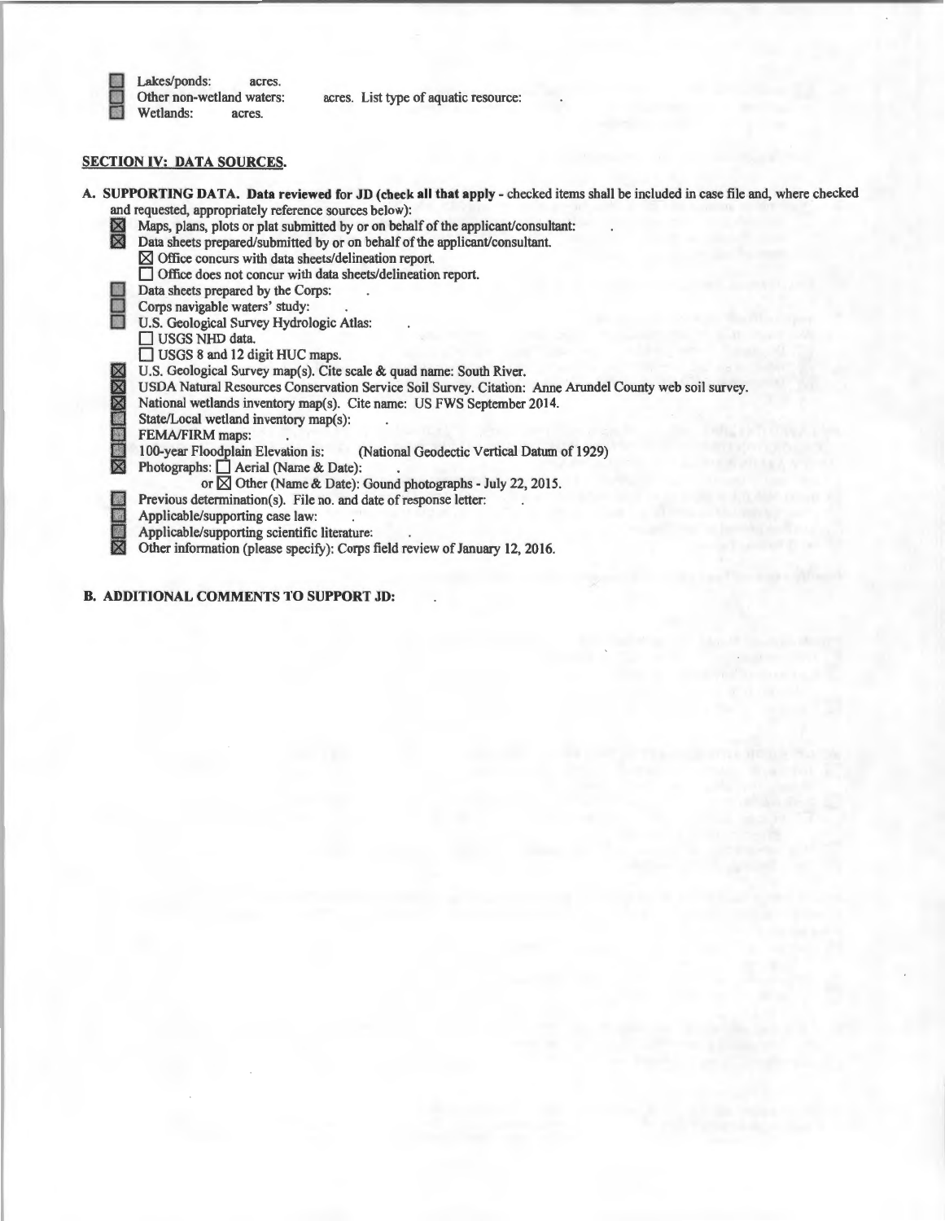☐ Lakes/ponds: acres.
☐ Other non-wetland waters: acres. List type of aquatic resource: .
☐ Wetlands: acres.

## SECTION IV: DATA SOURCES.

**A. SUPPORTING DATA. Data reviewed for JD (check all that apply** - checked items shall be included in case file and, where checked and requested, appropriately reference sources below):

☒ Maps, plans, plots or plat submitted by or on behalf of the applicant/consultant: .
☒ Data sheets prepared/submitted by or on behalf of the applicant/consultant.
  ☒ Office concurs with data sheets/delineation report.
  ☐ Office does not concur with data sheets/delineation report.
☐ Data sheets prepared by the Corps: .
☐ Corps navigable waters' study: .
☐ U.S. Geological Survey Hydrologic Atlas: .
  ☐ USGS NHD data.
  ☐ USGS 8 and 12 digit HUC maps.
☒ U.S. Geological Survey map(s). Cite scale & quad name: South River.
☒ USDA Natural Resources Conservation Service Soil Survey. Citation: Anne Arundel County web soil survey.
☒ National wetlands inventory map(s). Cite name: US FWS September 2014.
☐ State/Local wetland inventory map(s): .
☐ FEMA/FIRM maps: .
☐ 100-year Floodplain Elevation is: (National Geodectic Vertical Datum of 1929)
☒ Photographs: ☐ Aerial (Name & Date): .
  or ☒ Other (Name & Date): Gound photographs - July 22, 2015.
☐ Previous determination(s). File no. and date of response letter: .
☐ Applicable/supporting case law: .
☐ Applicable/supporting scientific literature: .
☒ Other information (please specify): Corps field review of January 12, 2016.

**B. ADDITIONAL COMMENTS TO SUPPORT JD:** .